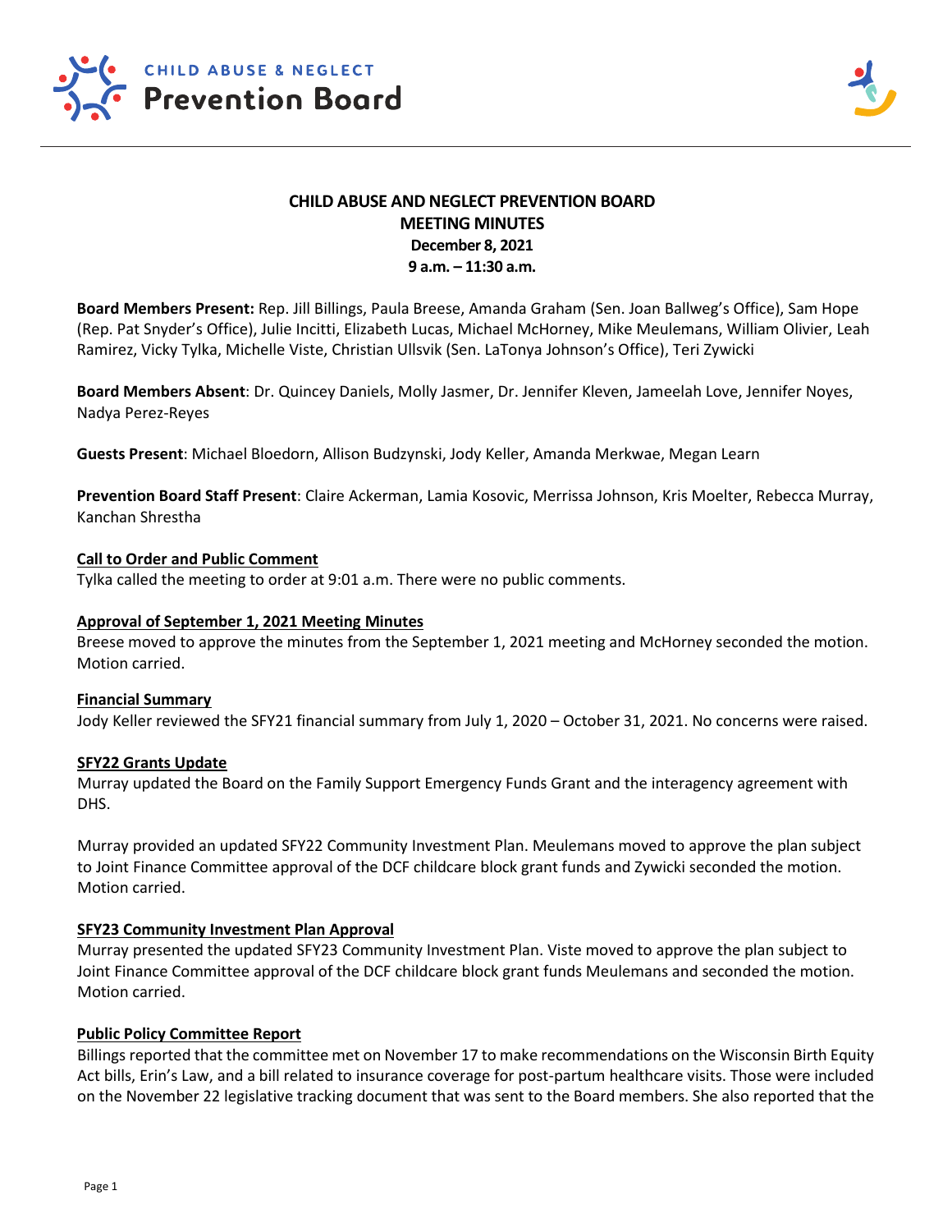CHILD ABUSE & NEGLECT
**Prevention Board**

# CHILD ABUSE AND NEGLECT PREVENTION BOARD
## MEETING MINUTES
**December 8, 2021**
**9 a.m. – 11:30 a.m.**

**Board Members Present:** Rep. Jill Billings, Paula Breese, Amanda Graham (Sen. Joan Ballweg's Office), Sam Hope (Rep. Pat Snyder's Office), Julie Incitti, Elizabeth Lucas, Michael McHorney, Mike Meulemans, William Olivier, Leah Ramirez, Vicky Tylka, Michelle Viste, Christian Ullsvik (Sen. LaTonya Johnson's Office), Teri Zywicki

**Board Members Absent**: Dr. Quincey Daniels, Molly Jasmer, Dr. Jennifer Kleven, Jameelah Love, Jennifer Noyes, Nadya Perez-Reyes

**Guests Present**: Michael Bloedorn, Allison Budzynski, Jody Keller, Amanda Merkwae, Megan Learn

**Prevention Board Staff Present**: Claire Ackerman, Lamia Kosovic, Merrissa Johnson, Kris Moelter, Rebecca Murray, Kanchan Shrestha

**Call to Order and Public Comment**
Tylka called the meeting to order at 9:01 a.m. There were no public comments.

**Approval of September 1, 2021 Meeting Minutes**
Breese moved to approve the minutes from the September 1, 2021 meeting and McHorney seconded the motion. Motion carried.

**Financial Summary**
Jody Keller reviewed the SFY21 financial summary from July 1, 2020 – October 31, 2021. No concerns were raised.

**SFY22 Grants Update**
Murray updated the Board on the Family Support Emergency Funds Grant and the interagency agreement with DHS.

Murray provided an updated SFY22 Community Investment Plan. Meulemans moved to approve the plan subject to Joint Finance Committee approval of the DCF childcare block grant funds and Zywicki seconded the motion. Motion carried.

**SFY23 Community Investment Plan Approval**
Murray presented the updated SFY23 Community Investment Plan. Viste moved to approve the plan subject to Joint Finance Committee approval of the DCF childcare block grant funds Meulemans and seconded the motion. Motion carried.

**Public Policy Committee Report**
Billings reported that the committee met on November 17 to make recommendations on the Wisconsin Birth Equity Act bills, Erin's Law, and a bill related to insurance coverage for post-partum healthcare visits. Those were included on the November 22 legislative tracking document that was sent to the Board members. She also reported that the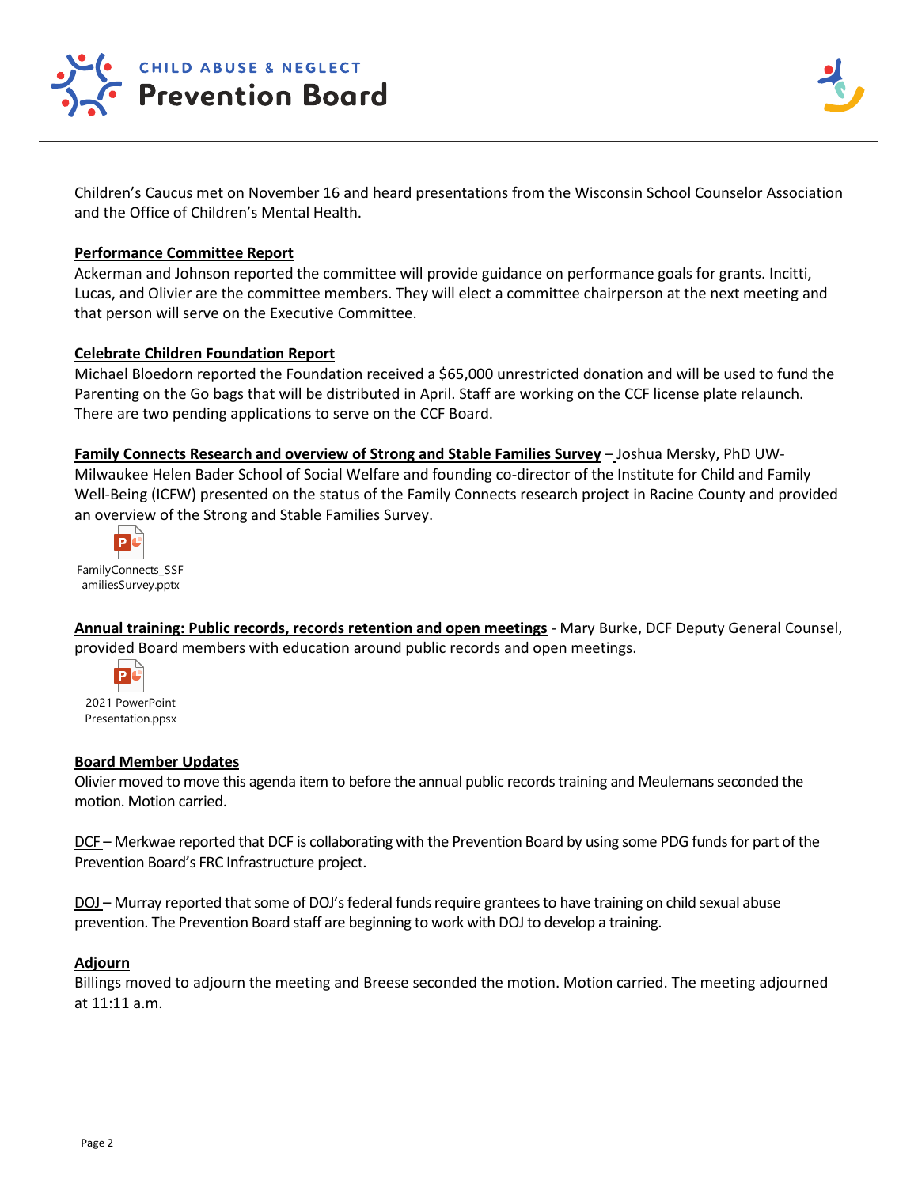Children's Caucus met on November 16 and heard presentations from the Wisconsin School Counselor Association and the Office of Children's Mental Health.

**Performance Committee Report**
Ackerman and Johnson reported the committee will provide guidance on performance goals for grants. Incitti, Lucas, and Olivier are the committee members. They will elect a committee chairperson at the next meeting and that person will serve on the Executive Committee.

**Celebrate Children Foundation Report**
Michael Bloedorn reported the Foundation received a $65,000 unrestricted donation and will be used to fund the Parenting on the Go bags that will be distributed in April. Staff are working on the CCF license plate relaunch. There are two pending applications to serve on the CCF Board.

**Family Connects Research and overview of Strong and Stable Families Survey** – Joshua Mersky, PhD UW-Milwaukee Helen Bader School of Social Welfare and founding co-director of the Institute for Child and Family Well-Being (ICFW) presented on the status of the Family Connects research project in Racine County and provided an overview of the Strong and Stable Families Survey.

FamilyConnects_SSFamiliesSurvey.pptx

**Annual training: Public records, records retention and open meetings** - Mary Burke, DCF Deputy General Counsel, provided Board members with education around public records and open meetings.

2021 PowerPoint Presentation.ppsx

**Board Member Updates**
Olivier moved to move this agenda item to before the annual public records training and Meulemans seconded the motion. Motion carried.

DCF – Merkwae reported that DCF is collaborating with the Prevention Board by using some PDG funds for part of the Prevention Board's FRC Infrastructure project.

DOJ – Murray reported that some of DOJ's federal funds require grantees to have training on child sexual abuse prevention. The Prevention Board staff are beginning to work with DOJ to develop a training.

**Adjourn**
Billings moved to adjourn the meeting and Breese seconded the motion. Motion carried. The meeting adjourned at 11:11 a.m.